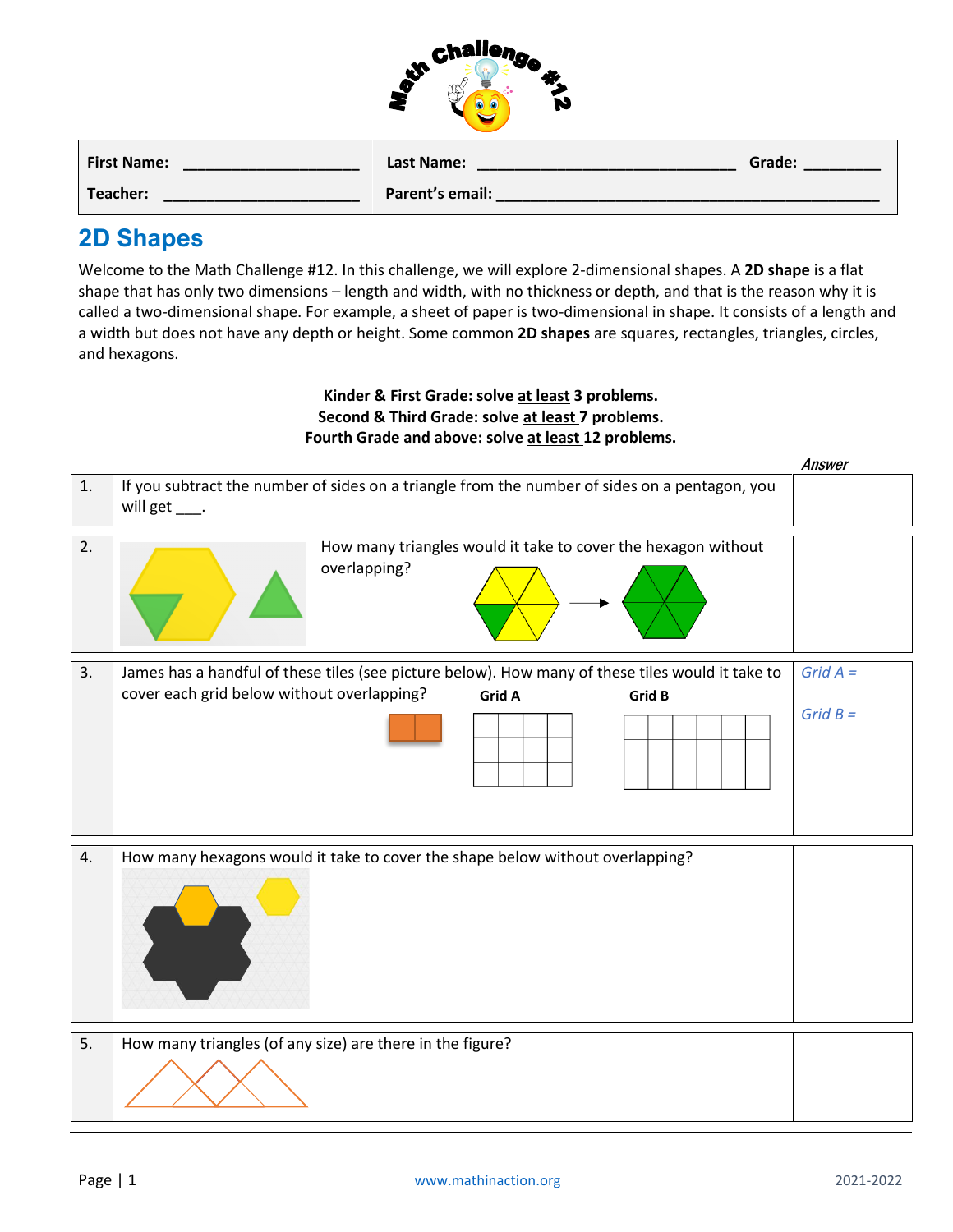Math Challenge #12

| First Name: ____________________ | Last Name: ______________________________ | Grade: ________ |
|---|---|---|
| Teacher: ______________________ | Parent's email: __________________________________________ | |

## 2D Shapes

Welcome to the Math Challenge #12. In this challenge, we will explore 2-dimensional shapes. A **2D shape** is a flat shape that has only two dimensions – length and width, with no thickness or depth, and that is the reason why it is called a two-dimensional shape. For example, a sheet of paper is two-dimensional in shape. It consists of a length and a width but does not have any depth or height. Some common **2D shapes** are squares, rectangles, triangles, circles, and hexagons.

**Kinder & First Grade: solve at least 3 problems.**
**Second & Third Grade: solve at least 7 problems.**
**Fourth Grade and above: solve at least 12 problems.**

| | | *Answer* |
|---|---|---|
| 1. | If you subtract the number of sides on a triangle from the number of sides on a pentagon, you will get ___. | |
| 2. | How many triangles would it take to cover the hexagon without overlapping? | |
| 3. | James has a handful of these tiles (see picture below). How many of these tiles would it take to cover each grid below without overlapping? **Grid A** **Grid B** | *Grid A =* <br> *Grid B =* |
| 4. | How many hexagons would it take to cover the shape below without overlapping? | |
| 5. | How many triangles (of any size) are there in the figure? | |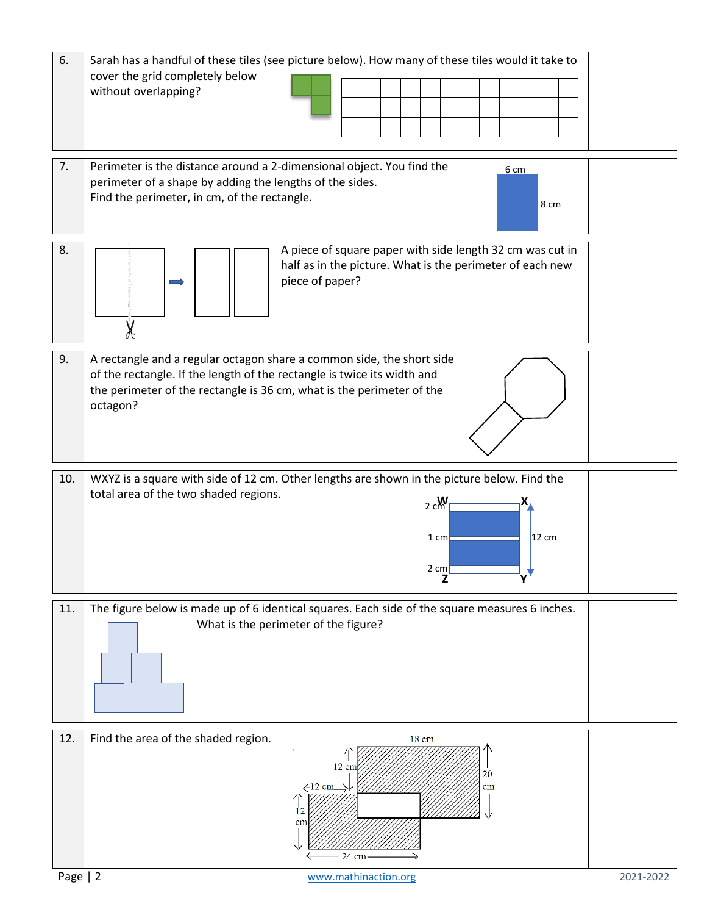6. Sarah has a handful of these tiles (see picture below). How many of these tiles would it take to cover the grid completely below without overlapping?

7. Perimeter is the distance around a 2-dimensional object. You find the perimeter of a shape by adding the lengths of the sides.
Find the perimeter, in cm, of the rectangle.

6 cm

8 cm

8. A piece of square paper with side length 32 cm was cut in half as in the picture. What is the perimeter of each new piece of paper?

9. A rectangle and a regular octagon share a common side, the short side of the rectangle. If the length of the rectangle is twice its width and the perimeter of the rectangle is 36 cm, what is the perimeter of the octagon?

10. WXYZ is a square with side of 12 cm. Other lengths are shown in the picture below. Find the total area of the two shaded regions.

2 cm W X

1 cm 12 cm

2 cm Z Y

11. The figure below is made up of 6 identical squares. Each side of the square measures 6 inches. What is the perimeter of the figure?

12. Find the area of the shaded region.

18 cm

12 cm

20 cm

12 cm

12 cm

24 cm

www.mathinaction.org

2021-2022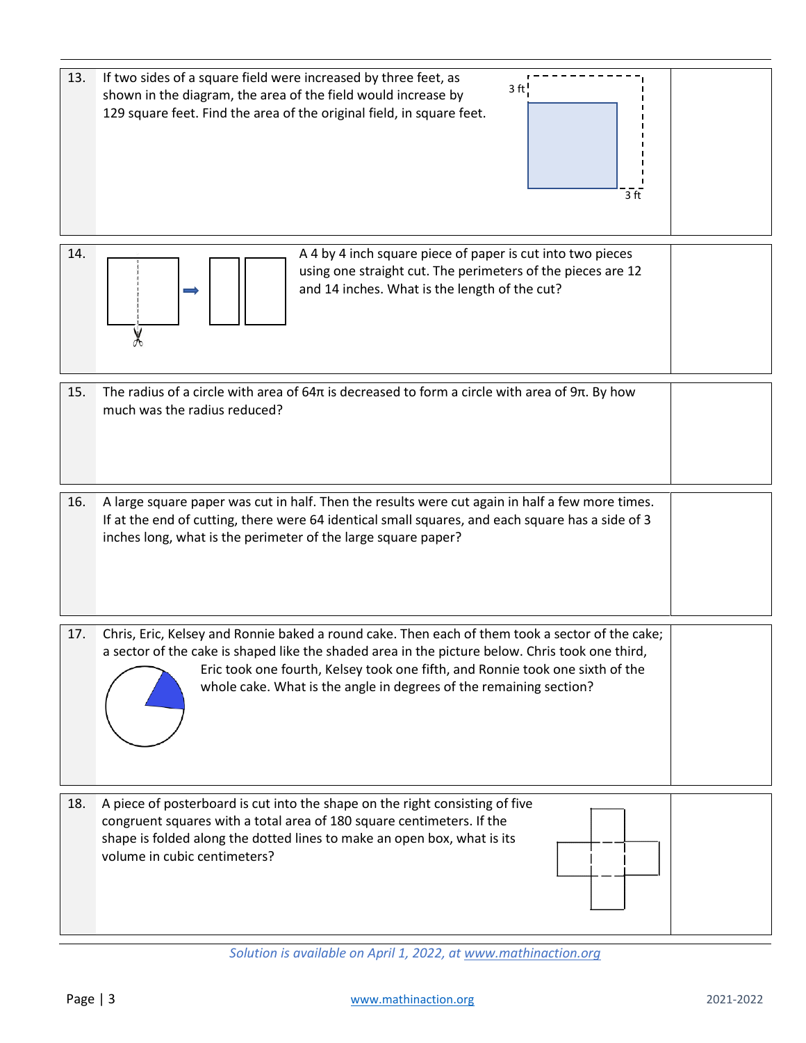13. If two sides of a square field were increased by three feet, as shown in the diagram, the area of the field would increase by 129 square feet. Find the area of the original field, in square feet.

3 ft

3 ft

14. A 4 by 4 inch square piece of paper is cut into two pieces using one straight cut. The perimeters of the pieces are 12 and 14 inches. What is the length of the cut?

15. The radius of a circle with area of $64\pi$ is decreased to form a circle with area of $9\pi$. By how much was the radius reduced?

16. A large square paper was cut in half. Then the results were cut again in half a few more times. If at the end of cutting, there were 64 identical small squares, and each square has a side of 3 inches long, what is the perimeter of the large square paper?

17. Chris, Eric, Kelsey and Ronnie baked a round cake. Then each of them took a sector of the cake; a sector of the cake is shaped like the shaded area in the picture below. Chris took one third, Eric took one fourth, Kelsey took one fifth, and Ronnie took one sixth of the whole cake. What is the angle in degrees of the remaining section?

18. A piece of posterboard is cut into the shape on the right consisting of five congruent squares with a total area of 180 square centimeters. If the shape is folded along the dotted lines to make an open box, what is its volume in cubic centimeters?

*Solution is available on April 1, 2022, at [www.mathinaction.org](www.mathinaction.org)*